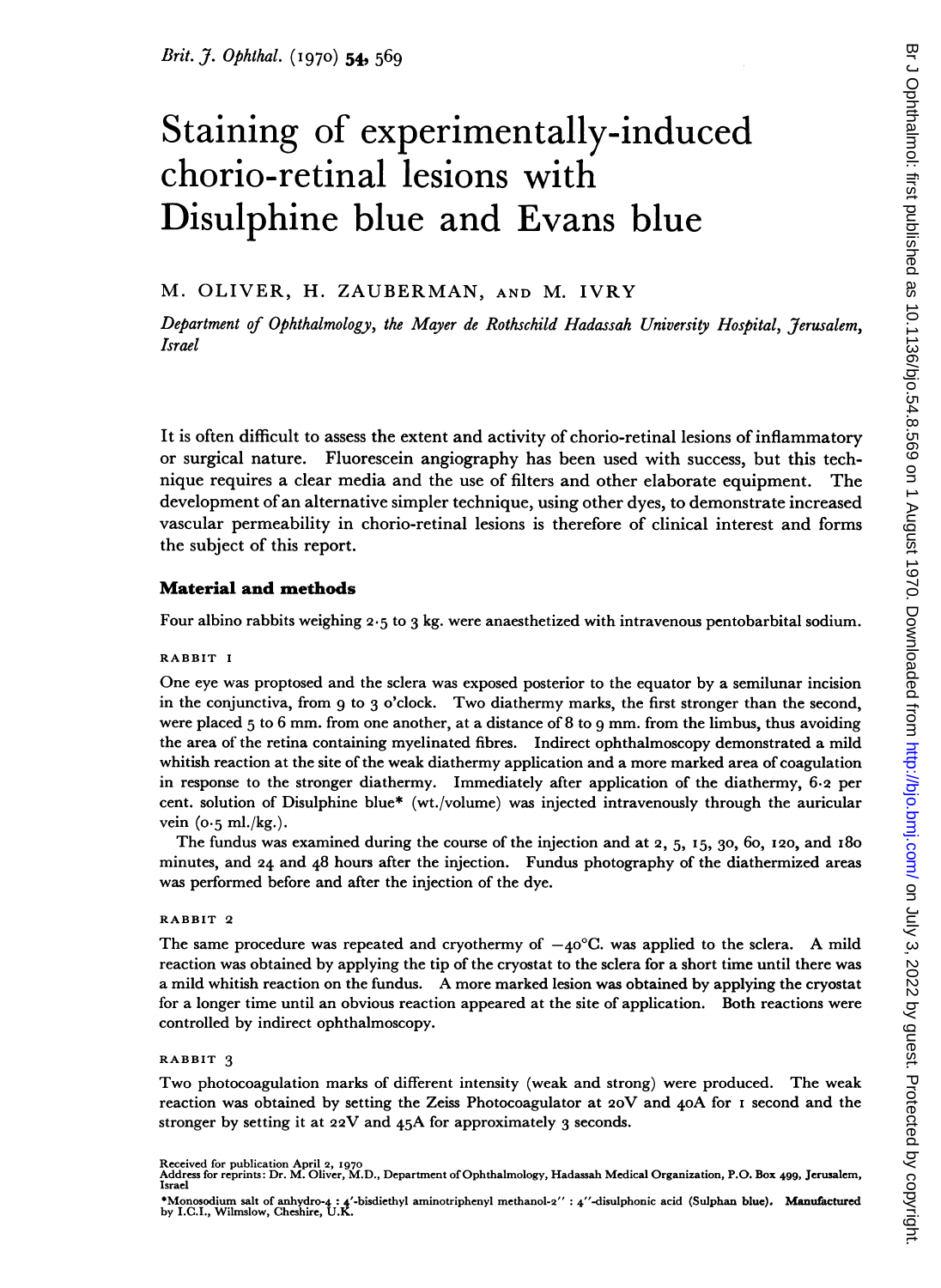# Staining of experimentally-induced chorio-retinal lesions with Disulphine blue and Evans blue

M. OLIVER, H. ZAUBERMAN, AND M. IVRY

*Department of Ophthalmology, the Mayer de Rothschild Hadassah University Hospital, Jerusalem, Israel*

It is often difficult to assess the extent and activity of chorio-retinal lesions of inflammatory or surgical nature. Fluorescein angiography has been used with success, but this technique requires a clear media and the use of filters and other elaborate equipment. The development of an alternative simpler technique, using other dyes, to demonstrate increased vascular permeability in chorio-retinal lesions is therefore of clinical interest and forms the subject of this report.

## Material and methods

Four albino rabbits weighing 2·5 to 3 kg. were anaesthetized with intravenous pentobarbital sodium.

### RABBIT 1

One eye was proptosed and the sclera was exposed posterior to the equator by a semilunar incision in the conjunctiva, from 9 to 3 o'clock. Two diathermy marks, the first stronger than the second, were placed 5 to 6 mm. from one another, at a distance of 8 to 9 mm. from the limbus, thus avoiding the area of the retina containing myelinated fibres. Indirect ophthalmoscopy demonstrated a mild whitish reaction at the site of the weak diathermy application and a more marked area of coagulation in response to the stronger diathermy. Immediately after application of the diathermy, 6·2 per cent. solution of Disulphine blue* (wt./volume) was injected intravenously through the auricular vein (0·5 ml./kg.).

The fundus was examined during the course of the injection and at 2, 5, 15, 30, 60, 120, and 180 minutes, and 24 and 48 hours after the injection. Fundus photography of the diathermized areas was performed before and after the injection of the dye.

### RABBIT 2

The same procedure was repeated and cryothermy of −40°C. was applied to the sclera. A mild reaction was obtained by applying the tip of the cryostat to the sclera for a short time until there was a mild whitish reaction on the fundus. A more marked lesion was obtained by applying the cryostat for a longer time until an obvious reaction appeared at the site of application. Both reactions were controlled by indirect ophthalmoscopy.

### RABBIT 3

Two photocoagulation marks of different intensity (weak and strong) were produced. The weak reaction was obtained by setting the Zeiss Photocoagulator at 20V and 40A for 1 second and the stronger by setting it at 22V and 45A for approximately 3 seconds.

Received for publication April 2, 1970
Address for reprints: Dr. M. Oliver, M.D., Department of Ophthalmology, Hadassah Medical Organization, P.O. Box 499, Jerusalem, Israel

*Monosodium salt of anhydro-4 : 4'-bisdiethyl aminotriphenyl methanol-2'' : 4''-disulphonic acid (Sulphan blue). Manufactured by I.C.I., Wilmslow, Cheshire, U.K.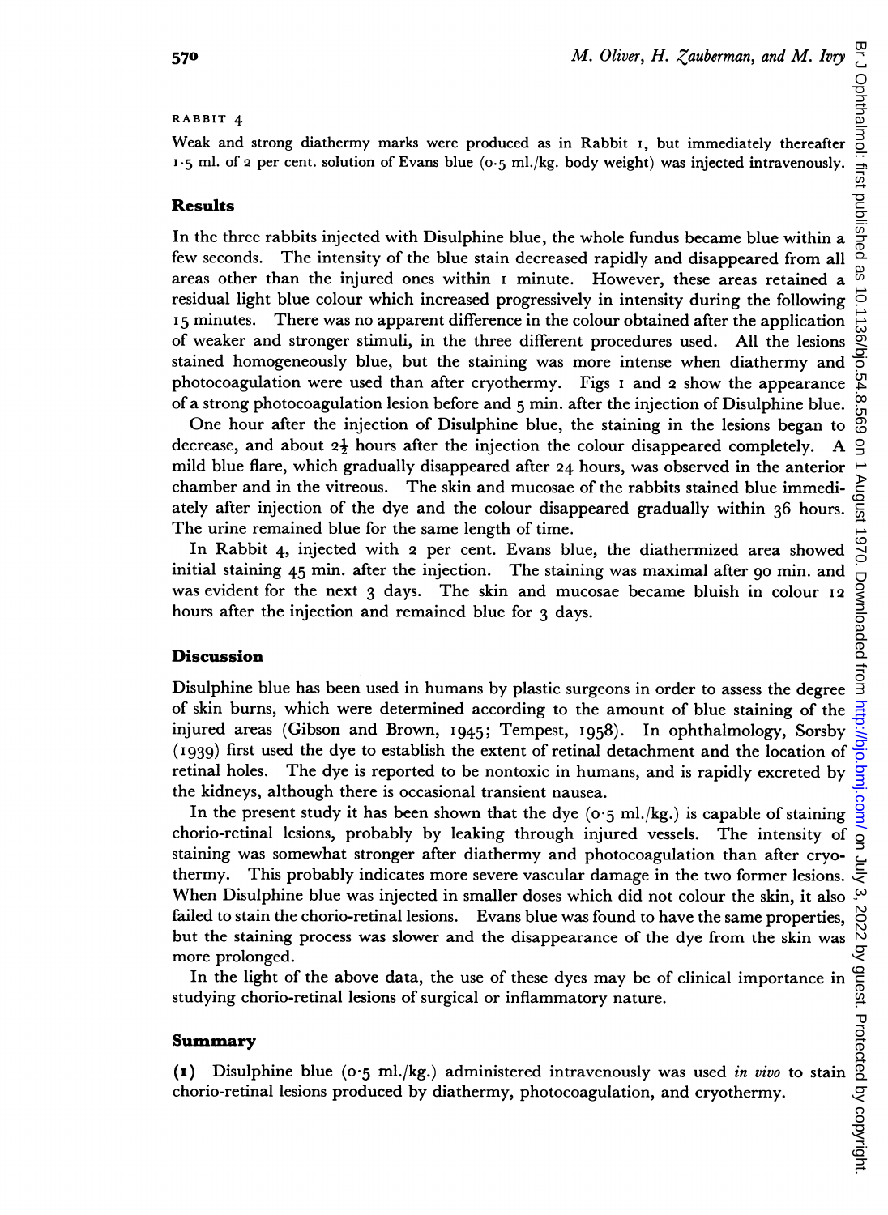RABBIT 4

Weak and strong diathermy marks were produced as in Rabbit 1, but immediately thereafter 1·5 ml. of 2 per cent. solution of Evans blue (0·5 ml./kg. body weight) was injected intravenously.

## Results

In the three rabbits injected with Disulphine blue, the whole fundus became blue within a few seconds. The intensity of the blue stain decreased rapidly and disappeared from all areas other than the injured ones within 1 minute. However, these areas retained a residual light blue colour which increased progressively in intensity during the following 15 minutes. There was no apparent difference in the colour obtained after the application of weaker and stronger stimuli, in the three different procedures used. All the lesions stained homogeneously blue, but the staining was more intense when diathermy and photocoagulation were used than after cryothermy. Figs 1 and 2 show the appearance of a strong photocoagulation lesion before and 5 min. after the injection of Disulphine blue.

One hour after the injection of Disulphine blue, the staining in the lesions began to decrease, and about 2½ hours after the injection the colour disappeared completely. A mild blue flare, which gradually disappeared after 24 hours, was observed in the anterior chamber and in the vitreous. The skin and mucosae of the rabbits stained blue immediately after injection of the dye and the colour disappeared gradually within 36 hours. The urine remained blue for the same length of time.

In Rabbit 4, injected with 2 per cent. Evans blue, the diathermized area showed initial staining 45 min. after the injection. The staining was maximal after 90 min. and was evident for the next 3 days. The skin and mucosae became bluish in colour 12 hours after the injection and remained blue for 3 days.

## Discussion

Disulphine blue has been used in humans by plastic surgeons in order to assess the degree of skin burns, which were determined according to the amount of blue staining of the injured areas (Gibson and Brown, 1945; Tempest, 1958). In ophthalmology, Sorsby (1939) first used the dye to establish the extent of retinal detachment and the location of retinal holes. The dye is reported to be nontoxic in humans, and is rapidly excreted by the kidneys, although there is occasional transient nausea.

In the present study it has been shown that the dye (0·5 ml./kg.) is capable of staining chorio-retinal lesions, probably by leaking through injured vessels. The intensity of staining was somewhat stronger after diathermy and photocoagulation than after cryothermy. This probably indicates more severe vascular damage in the two former lesions. When Disulphine blue was injected in smaller doses which did not colour the skin, it also failed to stain the chorio-retinal lesions. Evans blue was found to have the same properties, but the staining process was slower and the disappearance of the dye from the skin was more prolonged.

In the light of the above data, the use of these dyes may be of clinical importance in studying chorio-retinal lesions of surgical or inflammatory nature.

## Summary

(1) Disulphine blue (0·5 ml./kg.) administered intravenously was used *in vivo* to stain chorio-retinal lesions produced by diathermy, photocoagulation, and cryothermy.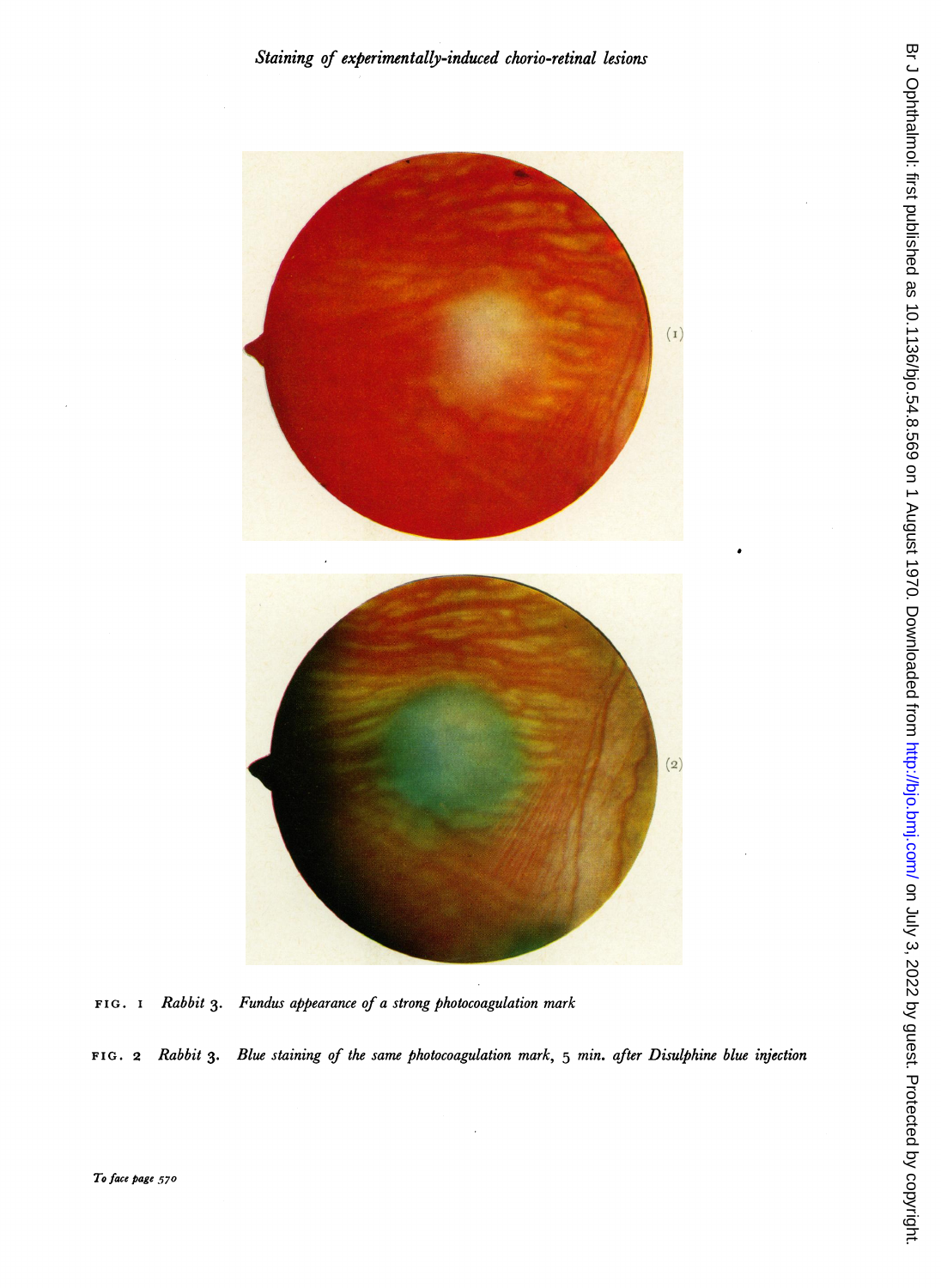FIG. 1 *Rabbit 3. Fundus appearance of a strong photocoagulation mark*

FIG. 2 *Rabbit 3. Blue staining of the same photocoagulation mark, 5 min. after Disulphine blue injection*

*To face page 570*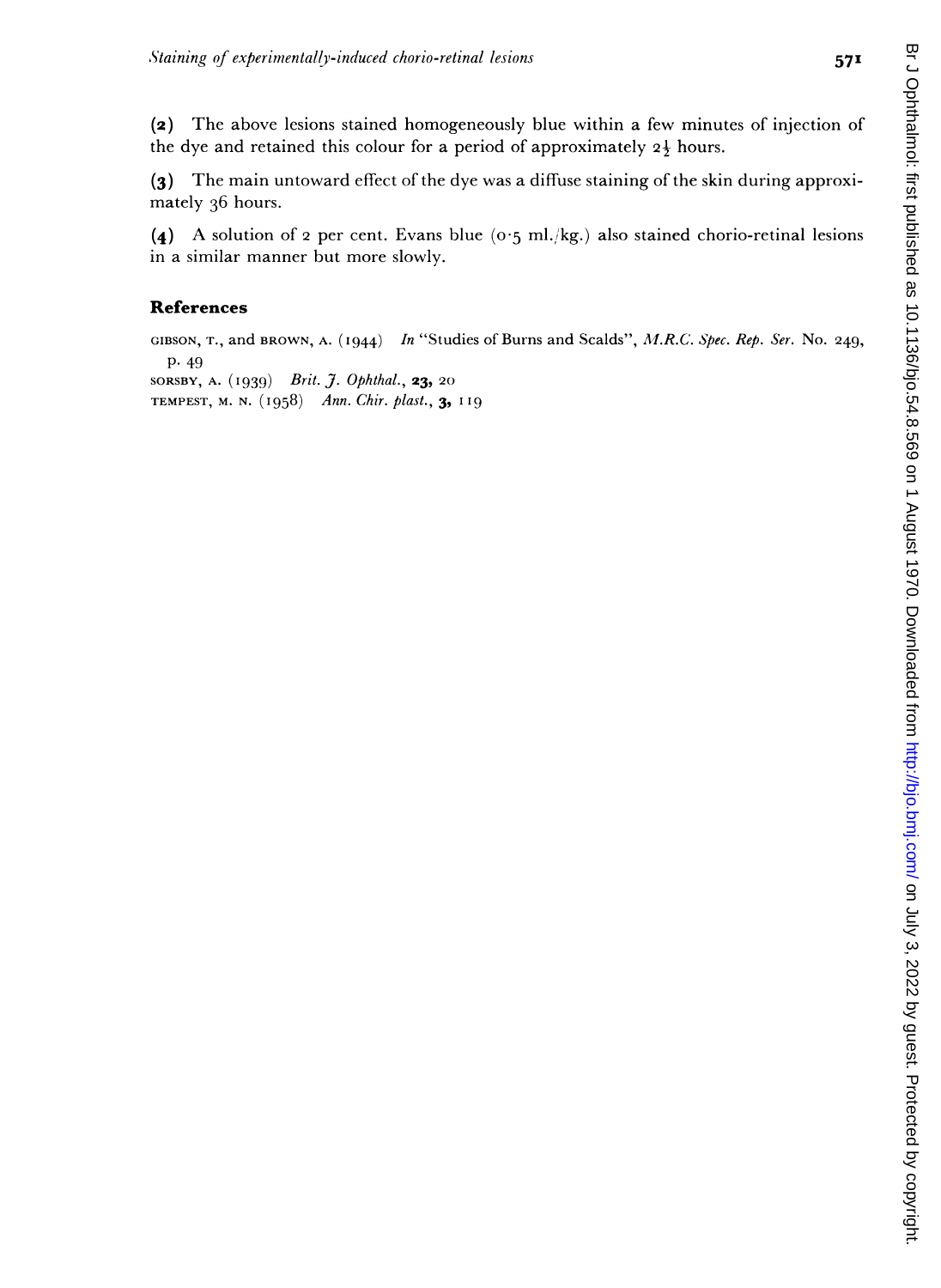(2) The above lesions stained homogeneously blue within a few minutes of injection of the dye and retained this colour for a period of approximately 2½ hours.

(3) The main untoward effect of the dye was a diffuse staining of the skin during approximately 36 hours.

(4) A solution of 2 per cent. Evans blue (0·5 ml./kg.) also stained chorio-retinal lesions in a similar manner but more slowly.

## References

GIBSON, T., and BROWN, A. (1944) *In* "Studies of Burns and Scalds", *M.R.C. Spec. Rep. Ser.* No. 249, p. 49

SORSBY, A. (1939) *Brit. J. Ophthal.*, **23**, 20

TEMPEST, M. N. (1958) *Ann. Chir. plast.*, **3**, 119